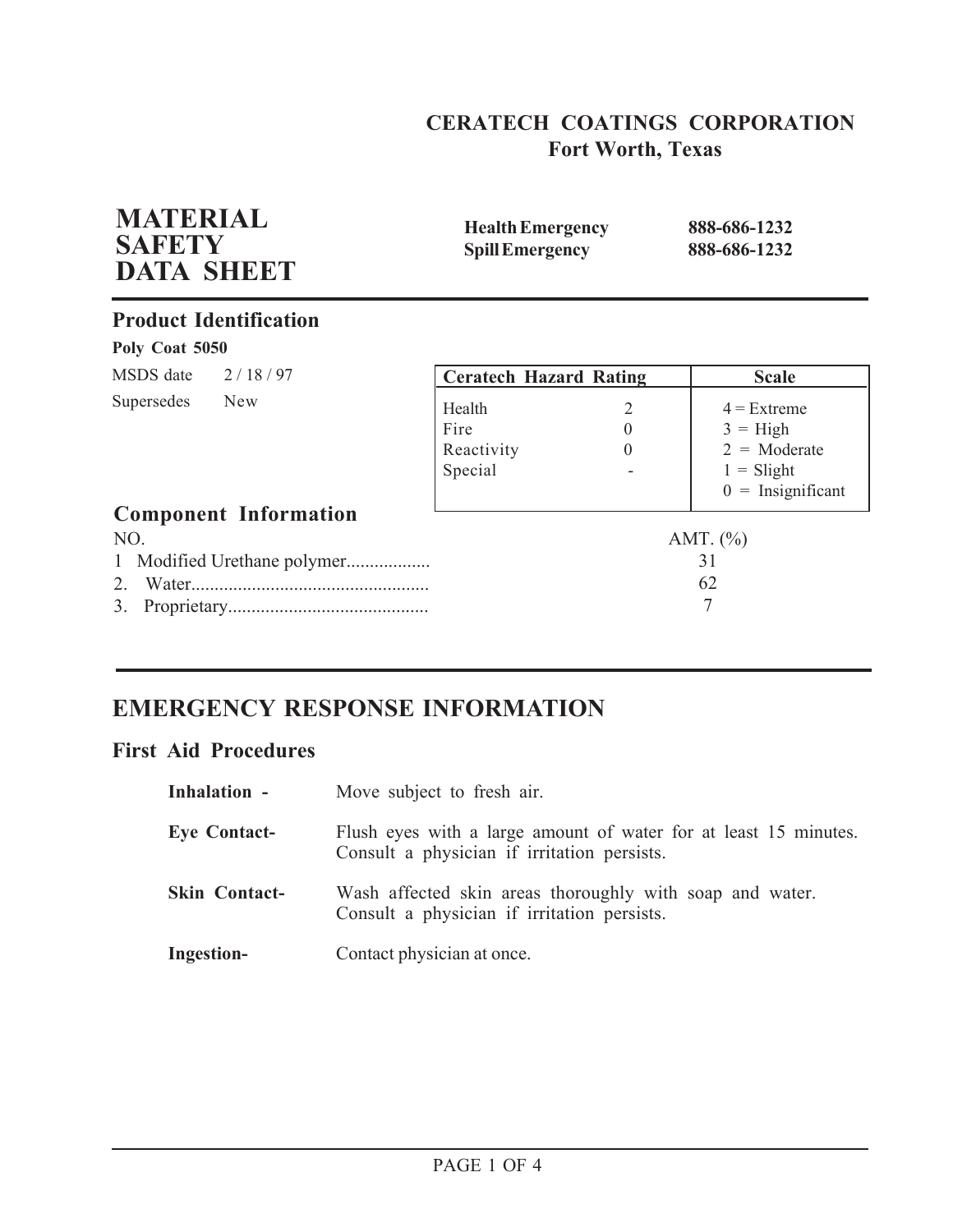**CERATECH COATINGS CORPORATION**
**Fort Worth, Texas**

# MATERIAL SAFETY DATA SHEET

**Health Emergency** **888-686-1232**
**Spill Emergency** **888-686-1232**

## Product Identification

**Poly Coat 5050**

MSDS date 2 / 18 / 97
Supersedes New

| Ceratech Hazard Rating | | Scale |
|---|---|---|
| Health | 2 | 4 = Extreme |
| Fire | 0 | 3 = High |
| Reactivity | 0 | 2 = Moderate |
| Special | - | 1 = Slight |
| | | 0 = Insignificant |

## Component Information

| NO. | | AMT. (%) |
|---|---|---|
| 1 | Modified Urethane polymer | 31 |
| 2. | Water | 62 |
| 3. | Proprietary | 7 |

## EMERGENCY RESPONSE INFORMATION

### First Aid Procedures

**Inhalation -** Move subject to fresh air.

**Eye Contact-** Flush eyes with a large amount of water for at least 15 minutes. Consult a physician if irritation persists.

**Skin Contact-** Wash affected skin areas thoroughly with soap and water. Consult a physician if irritation persists.

**Ingestion-** Contact physician at once.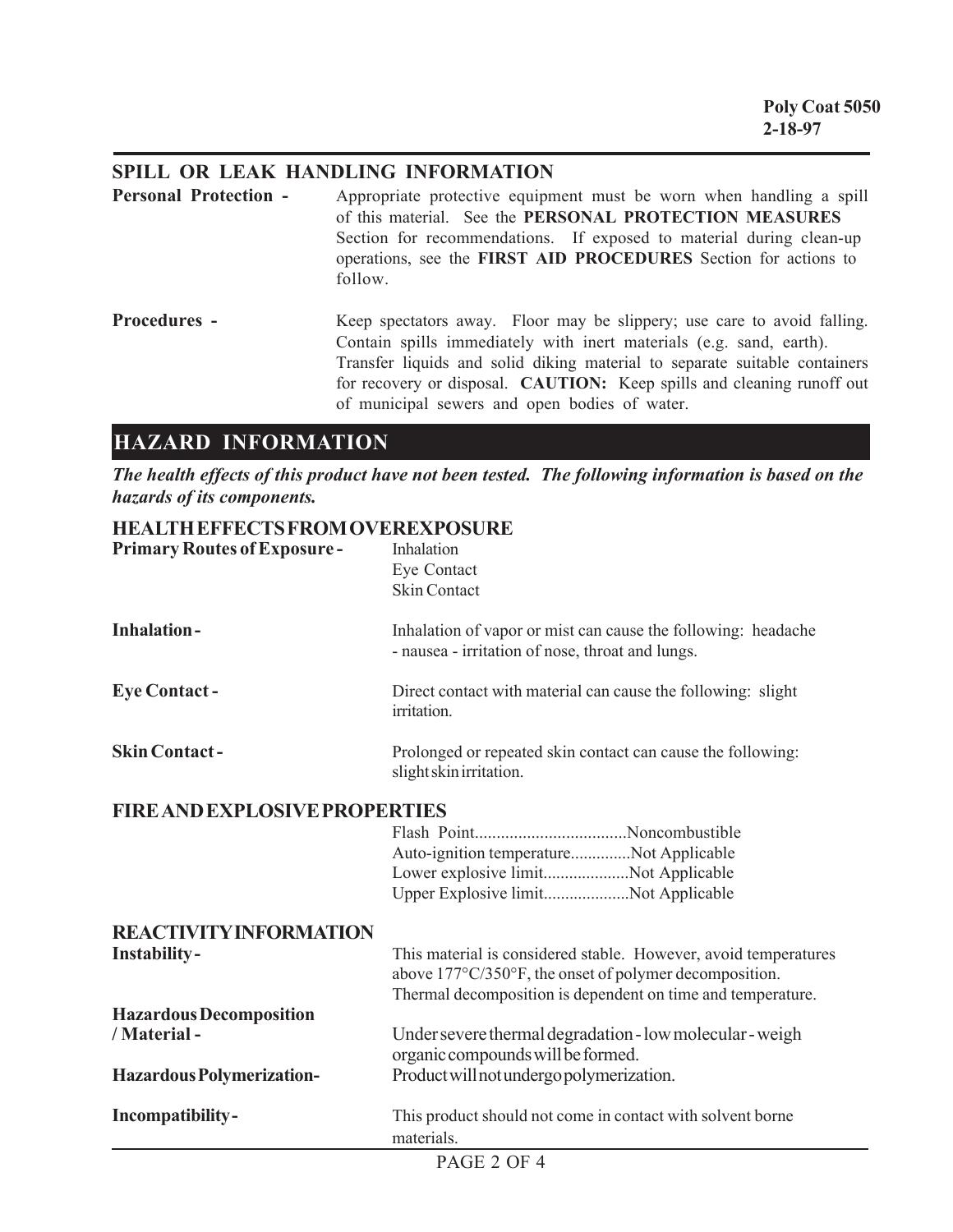## SPILL OR LEAK HANDLING INFORMATION

**Personal Protection -** Appropriate protective equipment must be worn when handling a spill of this material. See the **PERSONAL PROTECTION MEASURES** Section for recommendations. If exposed to material during clean-up operations, see the **FIRST AID PROCEDURES** Section for actions to follow.

**Procedures -** Keep spectators away. Floor may be slippery; use care to avoid falling. Contain spills immediately with inert materials (e.g. sand, earth). Transfer liquids and solid diking material to separate suitable containers for recovery or disposal. **CAUTION:** Keep spills and cleaning runoff out of municipal sewers and open bodies of water.

# HAZARD INFORMATION

***The health effects of this product have not been tested. The following information is based on the hazards of its components.***

## HEALTH EFFECTS FROM OVEREXPOSURE

**Primary Routes of Exposure -** Inhalation
Eye Contact
Skin Contact

**Inhalation -** Inhalation of vapor or mist can cause the following: headache - nausea - irritation of nose, throat and lungs.

**Eye Contact -** Direct contact with material can cause the following: slight irritation.

**Skin Contact -** Prolonged or repeated skin contact can cause the following: slight skin irritation.

## FIRE AND EXPLOSIVE PROPERTIES

Flash Point..................................Noncombustible
Auto-ignition temperature.............Not Applicable
Lower explosive limit...................Not Applicable
Upper Explosive limit...................Not Applicable

## REACTIVITY INFORMATION

**Instability -** This material is considered stable. However, avoid temperatures above 177°C/350°F, the onset of polymer decomposition. Thermal decomposition is dependent on time and temperature.

**Hazardous Decomposition / Material -** Under severe thermal degradation - low molecular - weigh organic compounds will be formed.

**Hazardous Polymerization-** Product will not undergo polymerization.

**Incompatibility -** This product should not come in contact with solvent borne materials.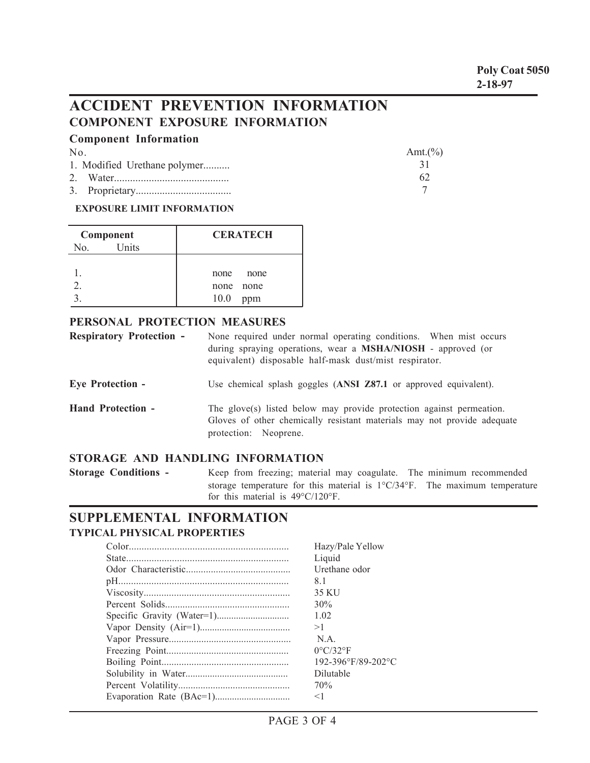**Poly Coat 5050**
**2-18-97**

# ACCIDENT PREVENTION INFORMATION

## COMPONENT EXPOSURE INFORMATION

### Component Information

| No. | Amt.(%) |
|---|---|
| 1. Modified Urethane polymer.......... | 31 |
| 2. Water.......................................... | 62 |
| 3. Proprietary.................................... | 7 |

**EXPOSURE LIMIT INFORMATION**

| Component No. | Units | CERATECH |
|---|---|---|
| 1. | | none none |
| 2. | | none none |
| 3. | | 10.0 ppm |

### PERSONAL PROTECTION MEASURES

**Respiratory Protection -** None required under normal operating conditions. When mist occurs during spraying operations, wear a **MSHA/NIOSH** - approved (or equivalent) disposable half-mask dust/mist respirator.

**Eye Protection -** Use chemical splash goggles (**ANSI Z87.1** or approved equivalent).

**Hand Protection -** The glove(s) listed below may provide protection against permeation. Gloves of other chemically resistant materials may not provide adequate protection: Neoprene.

### STORAGE AND HANDLING INFORMATION

**Storage Conditions -** Keep from freezing; material may coagulate. The minimum recommended storage temperature for this material is 1°C/34°F. The maximum temperature for this material is 49°C/120°F.

# SUPPLEMENTAL INFORMATION

## TYPICAL PHYSICAL PROPERTIES

| Property | Value |
|---|---|
| Color................................................................ | Hazy/Pale Yellow |
| State................................................................ | Liquid |
| Odor Characteristic.......................................... | Urethane odor |
| pH.................................................................... | 8.1 |
| Viscosity.......................................................... | 35 KU |
| Percent Solids.................................................. | 30% |
| Specific Gravity (Water=1).............................. | 1.02 |
| Vapor Density (Air=1).................................... | >1 |
| Vapor Pressure................................................. | N.A. |
| Freezing Point................................................. | 0°C/32°F |
| Boiling Point.................................................. | 192-396°F/89-202°C |
| Solubility in Water.......................................... | Dilutable |
| Percent Volatility............................................ | 70% |
| Evaporation Rate (BAc=1).............................. | <1 |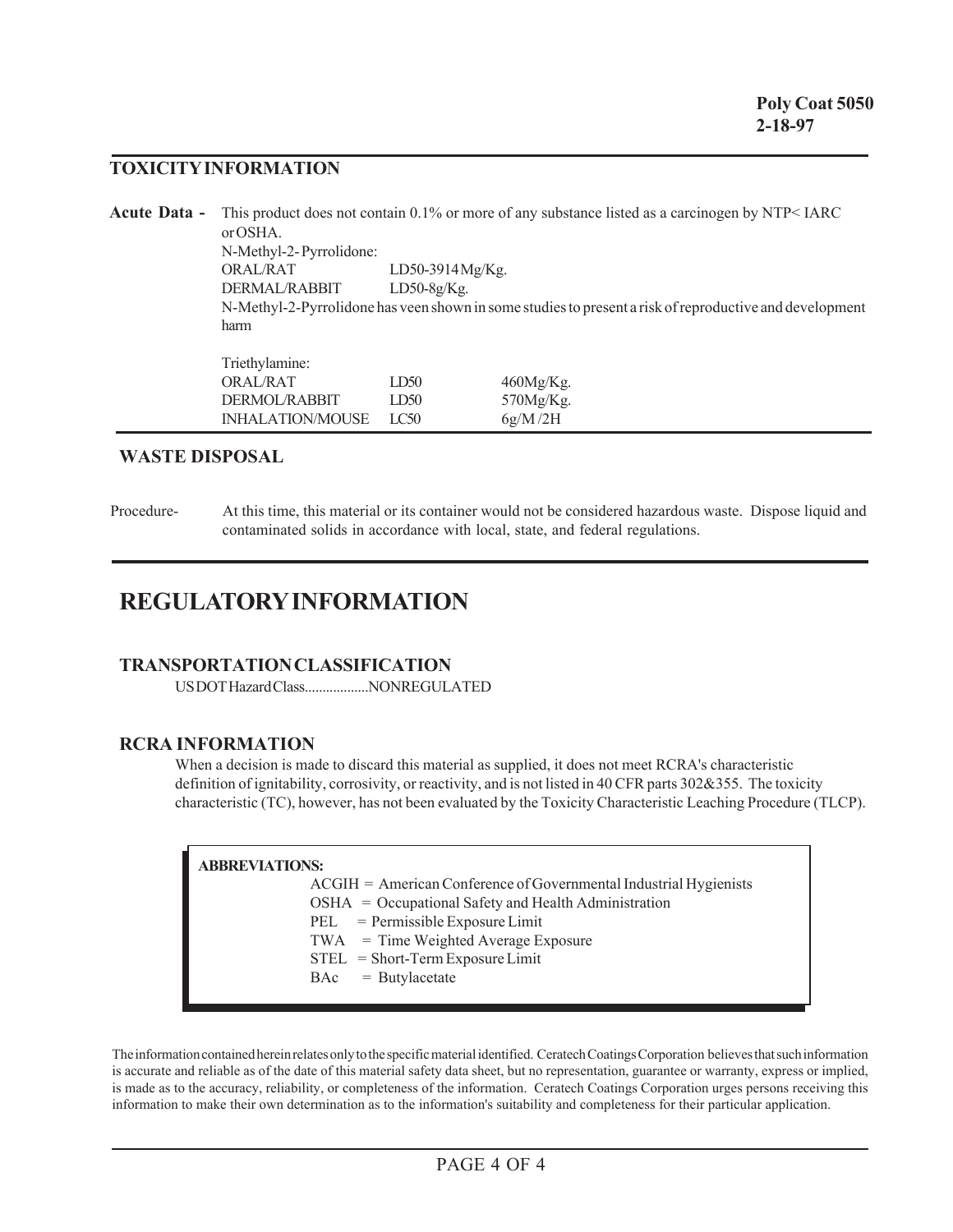## TOXICITY INFORMATION

**Acute Data -** This product does not contain 0.1% or more of any substance listed as a carcinogen by NTP< IARC or OSHA.

N-Methyl-2- Pyrrolidone:

| | |
|---|---|
| ORAL/RAT | LD50-3914 Mg/Kg. |
| DERMAL/RABBIT | LD50-8g/Kg. |

N-Methyl-2-Pyrrolidone has veen shown in some studies to present a risk of reproductive and development harm

Triethylamine:

| | | |
|---|---|---|
| ORAL/RAT | LD50 | 460Mg/Kg. |
| DERMOL/RABBIT | LD50 | 570Mg/Kg. |
| INHALATION/MOUSE | LC50 | 6g/M /2H |

## WASTE DISPOSAL

Procedure- At this time, this material or its container would not be considered hazardous waste. Dispose liquid and contaminated solids in accordance with local, state, and federal regulations.

# REGULATORY INFORMATION

## TRANSPORTATION CLASSIFICATION

US DOT Hazard Class..................NONREGULATED

## RCRA INFORMATION

When a decision is made to discard this material as supplied, it does not meet RCRA's characteristic definition of ignitability, corrosivity, or reactivity, and is not listed in 40 CFR parts 302&355. The toxicity characteristic (TC), however, has not been evaluated by the Toxicity Characteristic Leaching Procedure (TLCP).

**ABBREVIATIONS:**

ACGIH = American Conference of Governmental Industrial Hygienists
OSHA = Occupational Safety and Health Administration
PEL = Permissible Exposure Limit
TWA = Time Weighted Average Exposure
STEL = Short-Term Exposure Limit
BAc = Butylacetate

The information contained herein relates only to the specific material identified. Ceratech Coatings Corporation believes that such information is accurate and reliable as of the date of this material safety data sheet, but no representation, guarantee or warranty, express or implied, is made as to the accuracy, reliability, or completeness of the information. Ceratech Coatings Corporation urges persons receiving this information to make their own determination as to the information's suitability and completeness for their particular application.